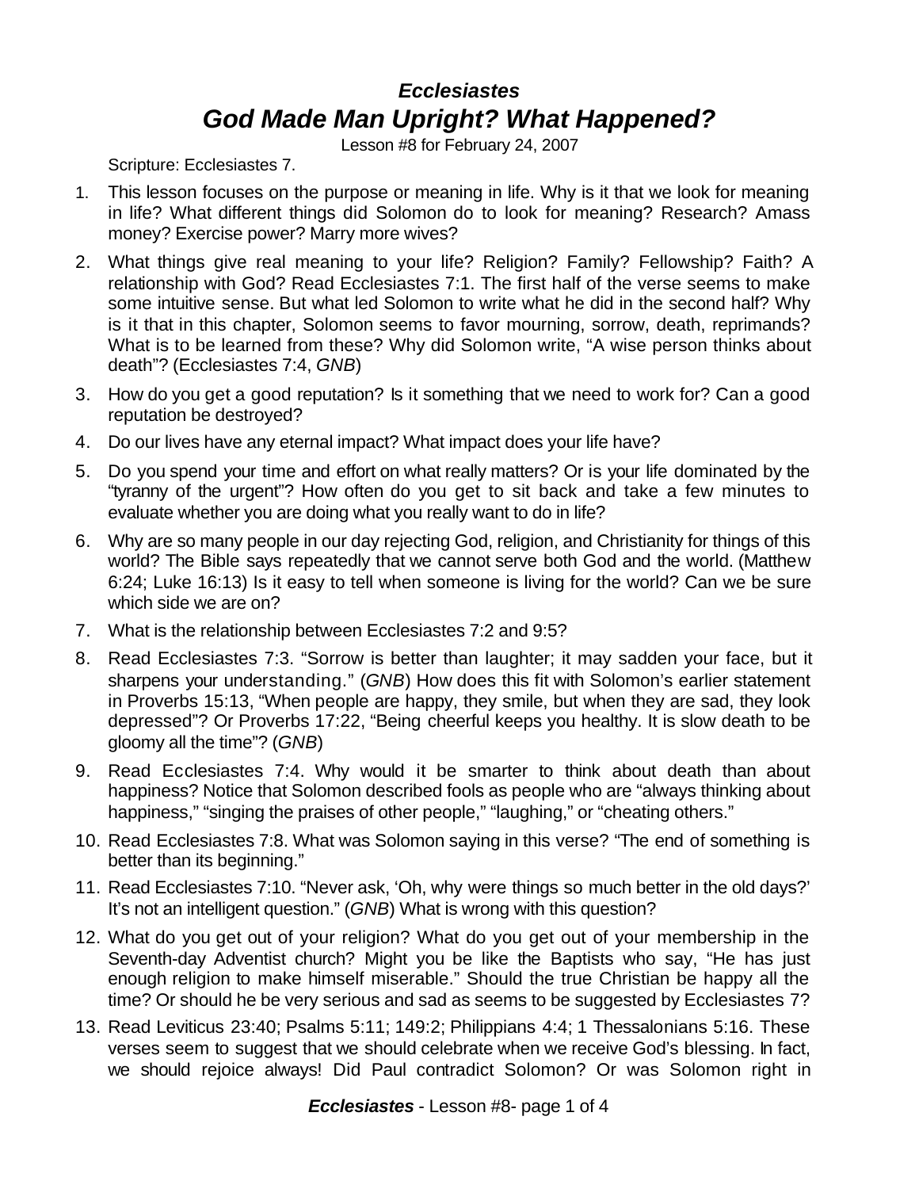# *Ecclesiastes*
# *God Made Man Upright? What Happened?*

Lesson #8 for February 24, 2007

Scripture: Ecclesiastes 7.

1. This lesson focuses on the purpose or meaning in life. Why is it that we look for meaning in life? What different things did Solomon do to look for meaning? Research? Amass money? Exercise power? Marry more wives?
2. What things give real meaning to your life? Religion? Family? Fellowship? Faith? A relationship with God? Read Ecclesiastes 7:1. The first half of the verse seems to make some intuitive sense. But what led Solomon to write what he did in the second half? Why is it that in this chapter, Solomon seems to favor mourning, sorrow, death, reprimands? What is to be learned from these? Why did Solomon write, "A wise person thinks about death"? (Ecclesiastes 7:4, *GNB*)
3. How do you get a good reputation? Is it something that we need to work for? Can a good reputation be destroyed?
4. Do our lives have any eternal impact? What impact does your life have?
5. Do you spend your time and effort on what really matters? Or is your life dominated by the "tyranny of the urgent"? How often do you get to sit back and take a few minutes to evaluate whether you are doing what you really want to do in life?
6. Why are so many people in our day rejecting God, religion, and Christianity for things of this world? The Bible says repeatedly that we cannot serve both God and the world. (Matthew 6:24; Luke 16:13) Is it easy to tell when someone is living for the world? Can we be sure which side we are on?
7. What is the relationship between Ecclesiastes 7:2 and 9:5?
8. Read Ecclesiastes 7:3. "Sorrow is better than laughter; it may sadden your face, but it sharpens your understanding." (*GNB*) How does this fit with Solomon's earlier statement in Proverbs 15:13, "When people are happy, they smile, but when they are sad, they look depressed"? Or Proverbs 17:22, "Being cheerful keeps you healthy. It is slow death to be gloomy all the time"? (*GNB*)
9. Read Ecclesiastes 7:4. Why would it be smarter to think about death than about happiness? Notice that Solomon described fools as people who are "always thinking about happiness," "singing the praises of other people," "laughing," or "cheating others."
10. Read Ecclesiastes 7:8. What was Solomon saying in this verse? "The end of something is better than its beginning."
11. Read Ecclesiastes 7:10. "Never ask, 'Oh, why were things so much better in the old days?' It's not an intelligent question." (*GNB*) What is wrong with this question?
12. What do you get out of your religion? What do you get out of your membership in the Seventh-day Adventist church? Might you be like the Baptists who say, "He has just enough religion to make himself miserable." Should the true Christian be happy all the time? Or should he be very serious and sad as seems to be suggested by Ecclesiastes 7?
13. Read Leviticus 23:40; Psalms 5:11; 149:2; Philippians 4:4; 1 Thessalonians 5:16. These verses seem to suggest that we should celebrate when we receive God's blessing. In fact, we should rejoice always! Did Paul contradict Solomon? Or was Solomon right in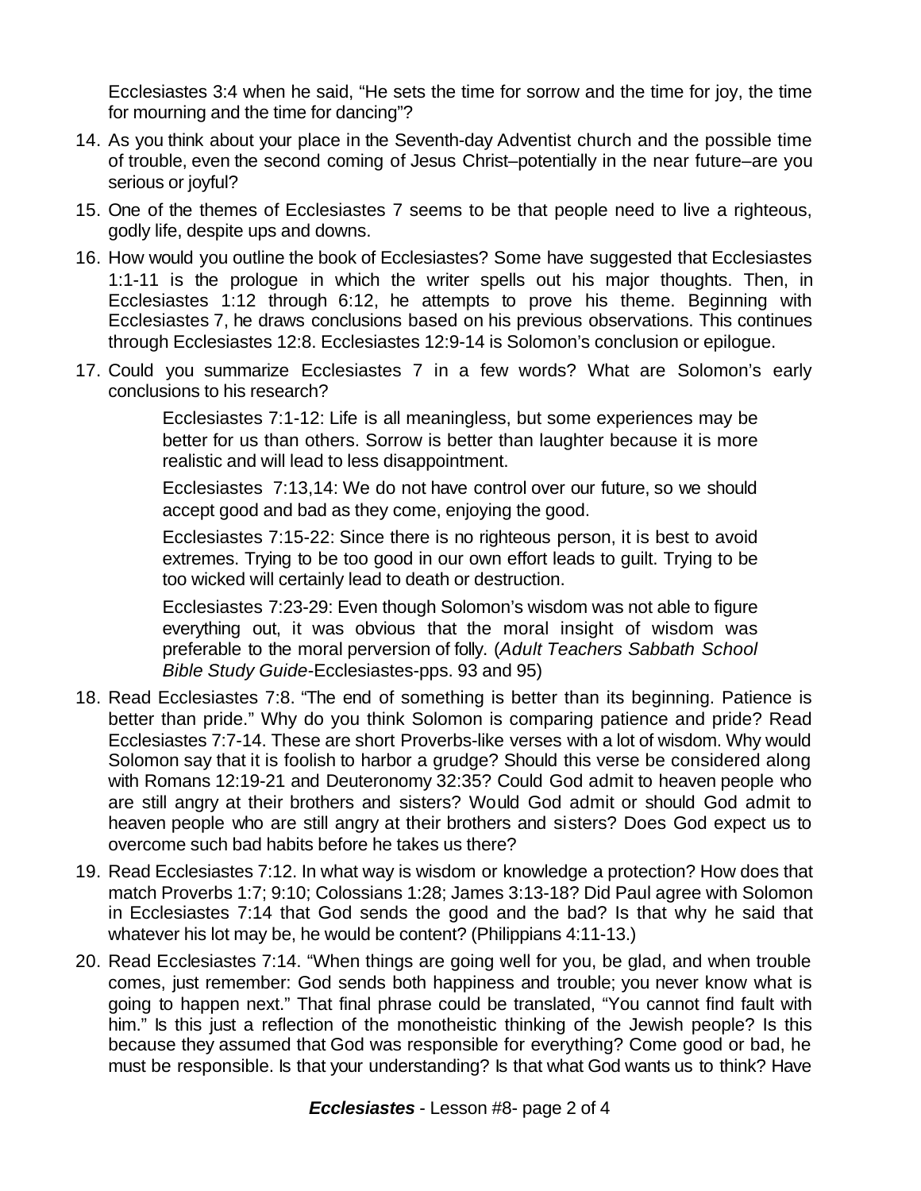Ecclesiastes 3:4 when he said, "He sets the time for sorrow and the time for joy, the time for mourning and the time for dancing"?

14. As you think about your place in the Seventh-day Adventist church and the possible time of trouble, even the second coming of Jesus Christ–potentially in the near future–are you serious or joyful?
15. One of the themes of Ecclesiastes 7 seems to be that people need to live a righteous, godly life, despite ups and downs.
16. How would you outline the book of Ecclesiastes? Some have suggested that Ecclesiastes 1:1-11 is the prologue in which the writer spells out his major thoughts. Then, in Ecclesiastes 1:12 through 6:12, he attempts to prove his theme. Beginning with Ecclesiastes 7, he draws conclusions based on his previous observations. This continues through Ecclesiastes 12:8. Ecclesiastes 12:9-14 is Solomon's conclusion or epilogue.
17. Could you summarize Ecclesiastes 7 in a few words? What are Solomon's early conclusions to his research?

    > Ecclesiastes 7:1-12: Life is all meaningless, but some experiences may be better for us than others. Sorrow is better than laughter because it is more realistic and will lead to less disappointment.
    >
    > Ecclesiastes 7:13,14: We do not have control over our future, so we should accept good and bad as they come, enjoying the good.
    >
    > Ecclesiastes 7:15-22: Since there is no righteous person, it is best to avoid extremes. Trying to be too good in our own effort leads to guilt. Trying to be too wicked will certainly lead to death or destruction.
    >
    > Ecclesiastes 7:23-29: Even though Solomon's wisdom was not able to figure everything out, it was obvious that the moral insight of wisdom was preferable to the moral perversion of folly. (*Adult Teachers Sabbath School Bible Study Guide*-Ecclesiastes-pps. 93 and 95)

18. Read Ecclesiastes 7:8. "The end of something is better than its beginning. Patience is better than pride." Why do you think Solomon is comparing patience and pride? Read Ecclesiastes 7:7-14. These are short Proverbs-like verses with a lot of wisdom. Why would Solomon say that it is foolish to harbor a grudge? Should this verse be considered along with Romans 12:19-21 and Deuteronomy 32:35? Could God admit to heaven people who are still angry at their brothers and sisters? Would God admit or should God admit to heaven people who are still angry at their brothers and sisters? Does God expect us to overcome such bad habits before he takes us there?
19. Read Ecclesiastes 7:12. In what way is wisdom or knowledge a protection? How does that match Proverbs 1:7; 9:10; Colossians 1:28; James 3:13-18? Did Paul agree with Solomon in Ecclesiastes 7:14 that God sends the good and the bad? Is that why he said that whatever his lot may be, he would be content? (Philippians 4:11-13.)
20. Read Ecclesiastes 7:14. "When things are going well for you, be glad, and when trouble comes, just remember: God sends both happiness and trouble; you never know what is going to happen next." That final phrase could be translated, "You cannot find fault with him." Is this just a reflection of the monotheistic thinking of the Jewish people? Is this because they assumed that God was responsible for everything? Come good or bad, he must be responsible. Is that your understanding? Is that what God wants us to think? Have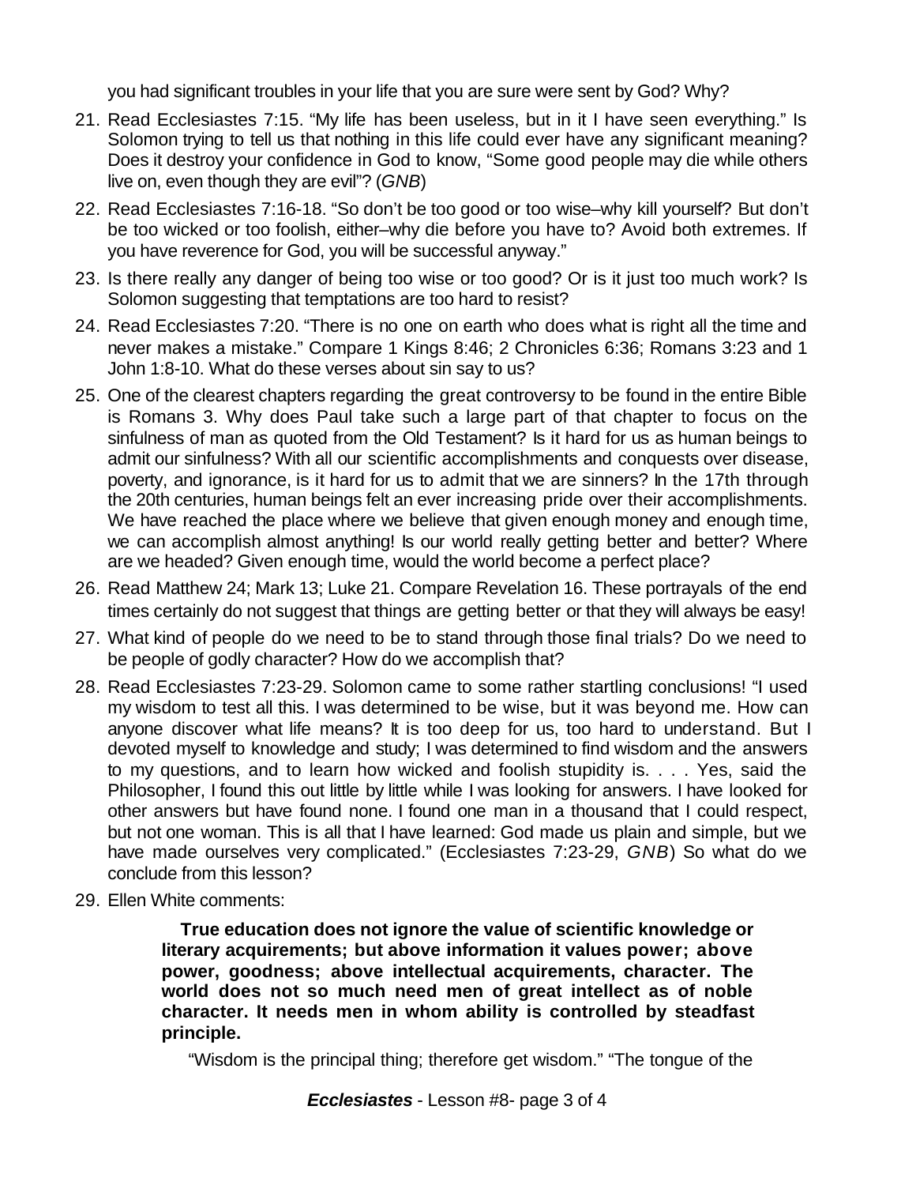you had significant troubles in your life that you are sure were sent by God? Why?

21. Read Ecclesiastes 7:15. "My life has been useless, but in it I have seen everything." Is Solomon trying to tell us that nothing in this life could ever have any significant meaning? Does it destroy your confidence in God to know, "Some good people may die while others live on, even though they are evil"? (*GNB*)

22. Read Ecclesiastes 7:16-18. "So don't be too good or too wise–why kill yourself? But don't be too wicked or too foolish, either–why die before you have to? Avoid both extremes. If you have reverence for God, you will be successful anyway."

23. Is there really any danger of being too wise or too good? Or is it just too much work? Is Solomon suggesting that temptations are too hard to resist?

24. Read Ecclesiastes 7:20. "There is no one on earth who does what is right all the time and never makes a mistake." Compare 1 Kings 8:46; 2 Chronicles 6:36; Romans 3:23 and 1 John 1:8-10. What do these verses about sin say to us?

25. One of the clearest chapters regarding the great controversy to be found in the entire Bible is Romans 3. Why does Paul take such a large part of that chapter to focus on the sinfulness of man as quoted from the Old Testament? Is it hard for us as human beings to admit our sinfulness? With all our scientific accomplishments and conquests over disease, poverty, and ignorance, is it hard for us to admit that we are sinners? In the 17th through the 20th centuries, human beings felt an ever increasing pride over their accomplishments. We have reached the place where we believe that given enough money and enough time, we can accomplish almost anything! Is our world really getting better and better? Where are we headed? Given enough time, would the world become a perfect place?

26. Read Matthew 24; Mark 13; Luke 21. Compare Revelation 16. These portrayals of the end times certainly do not suggest that things are getting better or that they will always be easy!

27. What kind of people do we need to be to stand through those final trials? Do we need to be people of godly character? How do we accomplish that?

28. Read Ecclesiastes 7:23-29. Solomon came to some rather startling conclusions! "I used my wisdom to test all this. I was determined to be wise, but it was beyond me. How can anyone discover what life means? It is too deep for us, too hard to understand. But I devoted myself to knowledge and study; I was determined to find wisdom and the answers to my questions, and to learn how wicked and foolish stupidity is. . . . Yes, said the Philosopher, I found this out little by little while I was looking for answers. I have looked for other answers but have found none. I found one man in a thousand that I could respect, but not one woman. This is all that I have learned: God made us plain and simple, but we have made ourselves very complicated." (Ecclesiastes 7:23-29, *GNB*) So what do we conclude from this lesson?

29. Ellen White comments:

> **True education does not ignore the value of scientific knowledge or literary acquirements; but above information it values power; above power, goodness; above intellectual acquirements, character. The world does not so much need men of great intellect as of noble character. It needs men in whom ability is controlled by steadfast principle.**
>
> "Wisdom is the principal thing; therefore get wisdom." "The tongue of the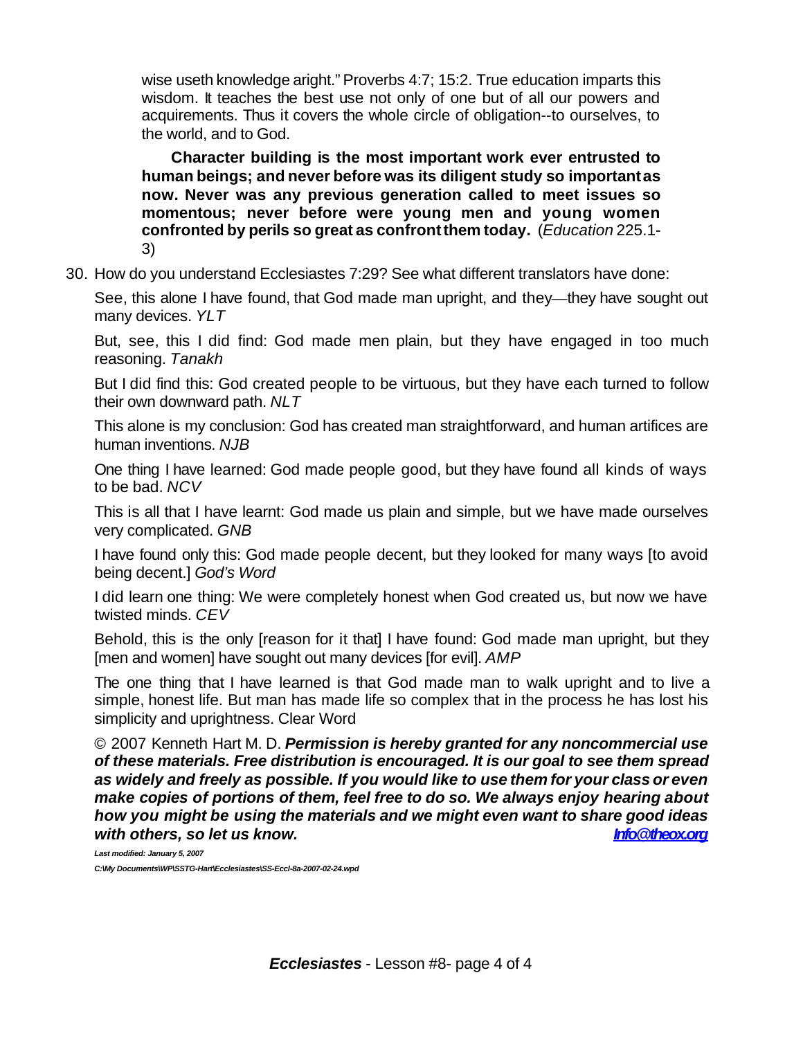wise useth knowledge aright." Proverbs 4:7; 15:2. True education imparts this wisdom. It teaches the best use not only of one but of all our powers and acquirements. Thus it covers the whole circle of obligation--to ourselves, to the world, and to God.

**Character building is the most important work ever entrusted to human beings; and never before was its diligent study so important as now. Never was any previous generation called to meet issues so momentous; never before were young men and young women confronted by perils so great as confront them today.** (*Education* 225.1-3)

30. How do you understand Ecclesiastes 7:29? See what different translators have done:

    See, this alone I have found, that God made man upright, and they—they have sought out many devices. *YLT*

    But, see, this I did find: God made men plain, but they have engaged in too much reasoning. *Tanakh*

    But I did find this: God created people to be virtuous, but they have each turned to follow their own downward path. *NLT*

    This alone is my conclusion: God has created man straightforward, and human artifices are human inventions. *NJB*

    One thing I have learned: God made people good, but they have found all kinds of ways to be bad. *NCV*

    This is all that I have learnt: God made us plain and simple, but we have made ourselves very complicated. *GNB*

    I have found only this: God made people decent, but they looked for many ways [to avoid being decent.] *God's Word*

    I did learn one thing: We were completely honest when God created us, but now we have twisted minds. *CEV*

    Behold, this is the only [reason for it that] I have found: God made man upright, but they [men and women] have sought out many devices [for evil]. *AMP*

    The one thing that I have learned is that God made man to walk upright and to live a simple, honest life. But man has made life so complex that in the process he has lost his simplicity and uprightness. Clear Word

© 2007 Kenneth Hart M. D. ***Permission is hereby granted for any noncommercial use of these materials. Free distribution is encouraged. It is our goal to see them spread as widely and freely as possible. If you would like to use them for your class or even make copies of portions of them, feel free to do so. We always enjoy hearing about how you might be using the materials and we might even want to share good ideas with others, so let us know.*** ***Info@theox.org***

***Last modified: January 5, 2007***

***C:\My Documents\WP\SSTG-Hart\Ecclesiastes\SS-Eccl-8a-2007-02-24.wpd***